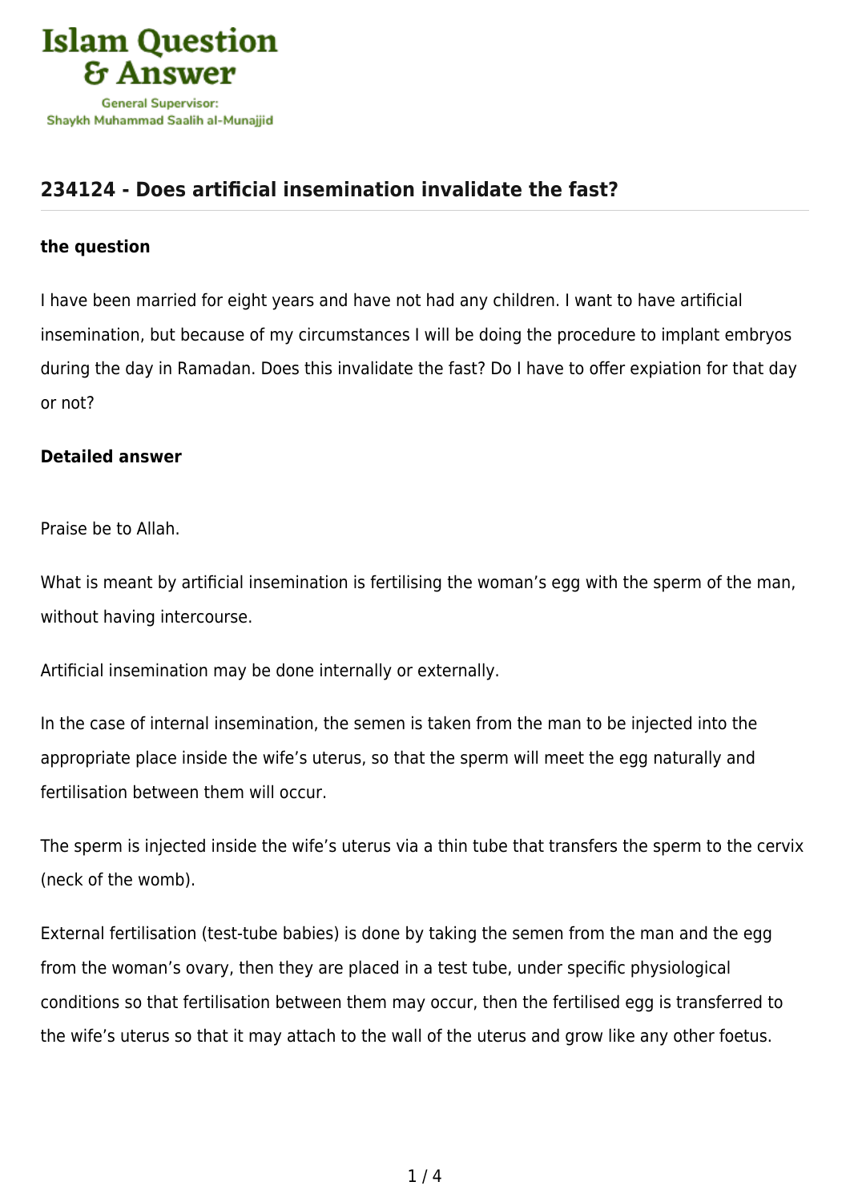# 234124 - Does artificial insemination invalidate the fast?

**the question**

I have been married for eight years and have not had any children. I want to have artificial insemination, but because of my circumstances I will be doing the procedure to implant embryos during the day in Ramadan. Does this invalidate the fast? Do I have to offer expiation for that day or not?

**Detailed answer**

Praise be to Allah.

What is meant by artificial insemination is fertilising the woman's egg with the sperm of the man, without having intercourse.

Artificial insemination may be done internally or externally.

In the case of internal insemination, the semen is taken from the man to be injected into the appropriate place inside the wife's uterus, so that the sperm will meet the egg naturally and fertilisation between them will occur.

The sperm is injected inside the wife's uterus via a thin tube that transfers the sperm to the cervix (neck of the womb).

External fertilisation (test-tube babies) is done by taking the semen from the man and the egg from the woman's ovary, then they are placed in a test tube, under specific physiological conditions so that fertilisation between them may occur, then the fertilised egg is transferred to the wife's uterus so that it may attach to the wall of the uterus and grow like any other foetus.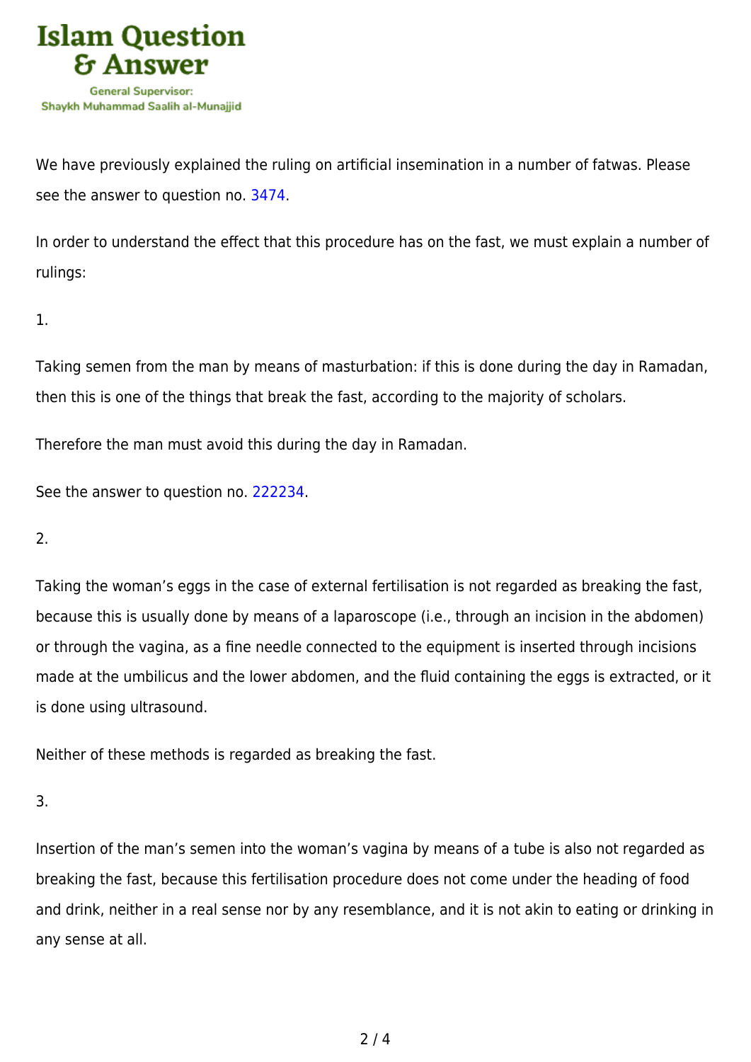We have previously explained the ruling on artificial insemination in a number of fatwas. Please see the answer to question no. 3474.

In order to understand the effect that this procedure has on the fast, we must explain a number of rulings:

1.

Taking semen from the man by means of masturbation: if this is done during the day in Ramadan, then this is one of the things that break the fast, according to the majority of scholars.

Therefore the man must avoid this during the day in Ramadan.

See the answer to question no. 222234.

2.

Taking the woman's eggs in the case of external fertilisation is not regarded as breaking the fast, because this is usually done by means of a laparoscope (i.e., through an incision in the abdomen) or through the vagina, as a fine needle connected to the equipment is inserted through incisions made at the umbilicus and the lower abdomen, and the fluid containing the eggs is extracted, or it is done using ultrasound.

Neither of these methods is regarded as breaking the fast.

3.

Insertion of the man's semen into the woman's vagina by means of a tube is also not regarded as breaking the fast, because this fertilisation procedure does not come under the heading of food and drink, neither in a real sense nor by any resemblance, and it is not akin to eating or drinking in any sense at all.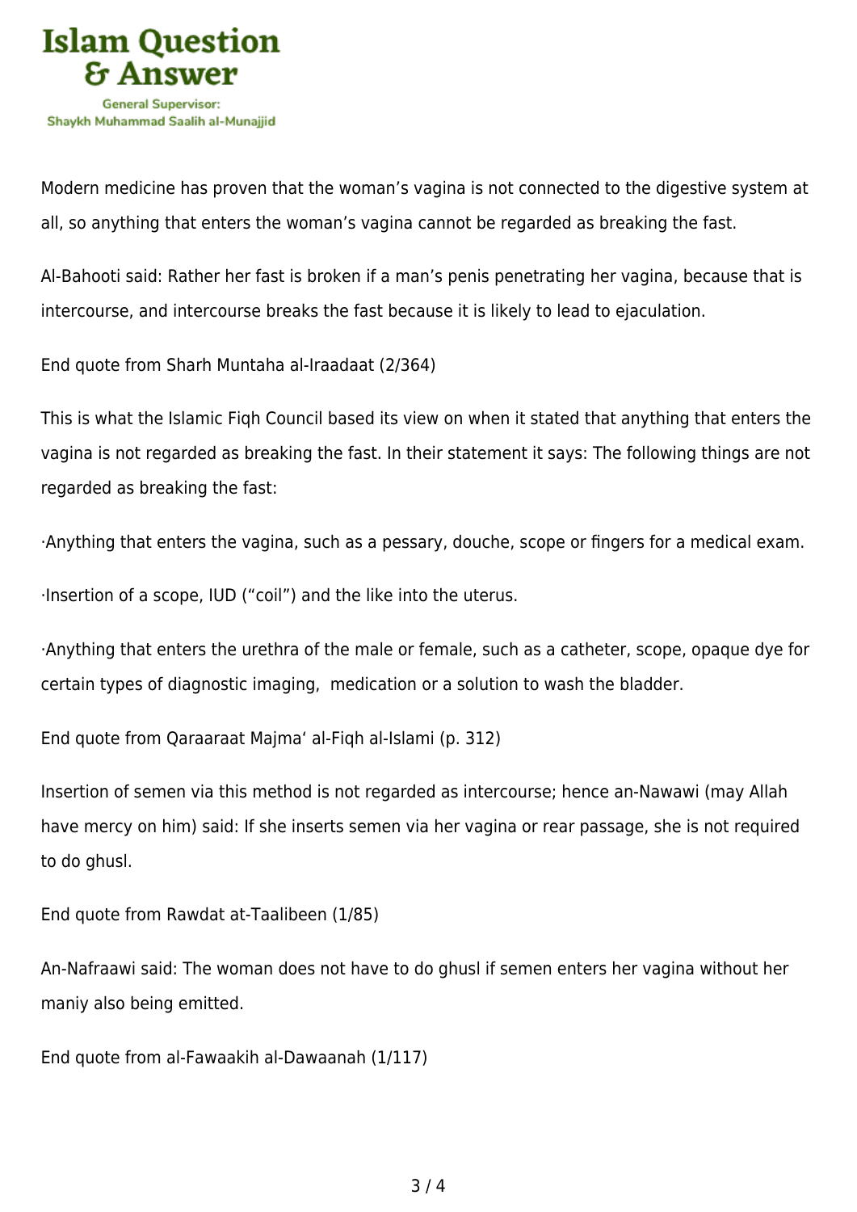Modern medicine has proven that the woman's vagina is not connected to the digestive system at all, so anything that enters the woman's vagina cannot be regarded as breaking the fast.

Al-Bahooti said: Rather her fast is broken if a man's penis penetrating her vagina, because that is intercourse, and intercourse breaks the fast because it is likely to lead to ejaculation.

End quote from Sharh Muntaha al-Iraadaat (2/364)

This is what the Islamic Fiqh Council based its view on when it stated that anything that enters the vagina is not regarded as breaking the fast. In their statement it says: The following things are not regarded as breaking the fast:

·Anything that enters the vagina, such as a pessary, douche, scope or fingers for a medical exam.

·Insertion of a scope, IUD ("coil") and the like into the uterus.

·Anything that enters the urethra of the male or female, such as a catheter, scope, opaque dye for certain types of diagnostic imaging, medication or a solution to wash the bladder.

End quote from Qaraaraat Majma' al-Fiqh al-Islami (p. 312)

Insertion of semen via this method is not regarded as intercourse; hence an-Nawawi (may Allah have mercy on him) said: If she inserts semen via her vagina or rear passage, she is not required to do ghusl.

End quote from Rawdat at-Taalibeen (1/85)

An-Nafraawi said: The woman does not have to do ghusl if semen enters her vagina without her maniy also being emitted.

End quote from al-Fawaakih al-Dawaanah (1/117)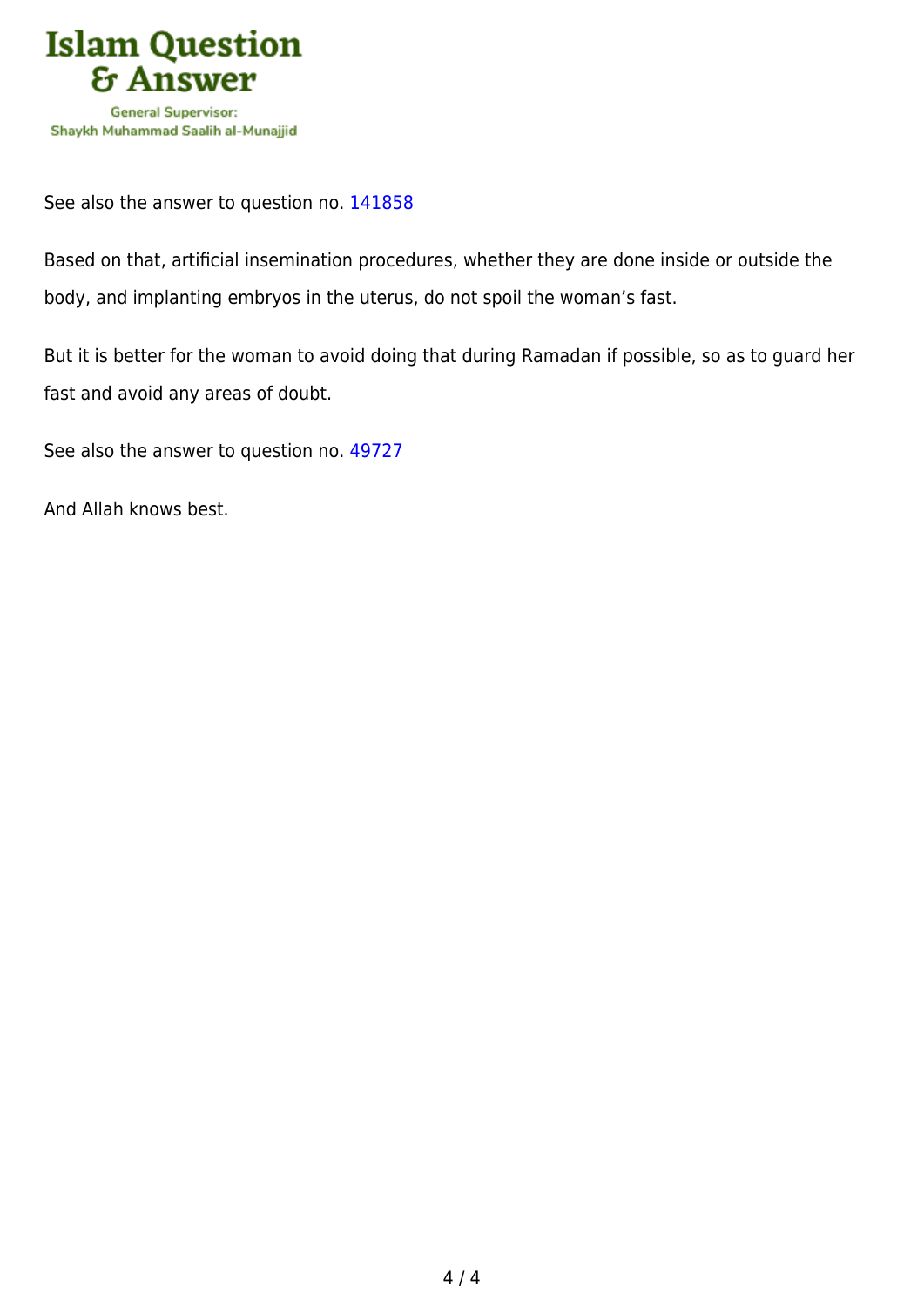See also the answer to question no. 141858

Based on that, artificial insemination procedures, whether they are done inside or outside the body, and implanting embryos in the uterus, do not spoil the woman's fast.

But it is better for the woman to avoid doing that during Ramadan if possible, so as to guard her fast and avoid any areas of doubt.

See also the answer to question no. 49727

And Allah knows best.